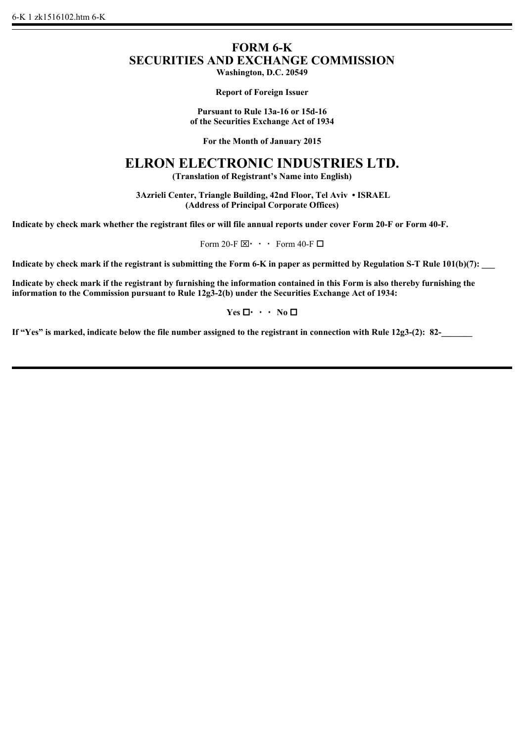6-K 1 zk1516102.htm 6-K

# FORM 6-K
## SECURITIES AND EXCHANGE COMMISSION

**Washington, D.C. 20549**

**Report of Foreign Issuer**

**Pursuant to Rule 13a-16 or 15d-16**
**of the Securities Exchange Act of 1934**

**For the Month of January 2015**

# ELRON ELECTRONIC INDUSTRIES LTD.

**(Translation of Registrant's Name into English)**

**3Azrieli Center, Triangle Building, 42nd Floor, Tel Aviv • ISRAEL**
**(Address of Principal Corporate Offices)**

**Indicate by check mark whether the registrant files or will file annual reports under cover Form 20-F or Form 40-F.**

Form 20-F ☒ · · · Form 40-F ☐

**Indicate by check mark if the registrant is submitting the Form 6-K in paper as permitted by Regulation S-T Rule 101(b)(7): ___**

**Indicate by check mark if the registrant by furnishing the information contained in this Form is also thereby furnishing the information to the Commission pursuant to Rule 12g3-2(b) under the Securities Exchange Act of 1934:**

**Yes ☐ · · · No ☐**

**If "Yes" is marked, indicate below the file number assigned to the registrant in connection with Rule 12g3-(2): 82-_______**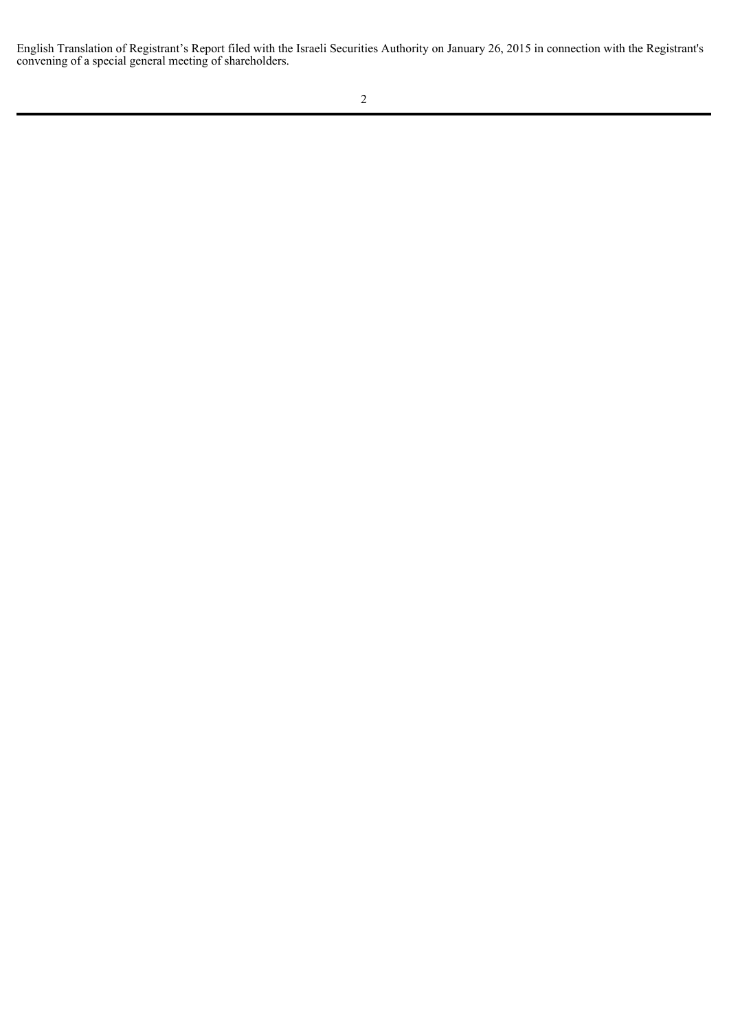English Translation of Registrant's Report filed with the Israeli Securities Authority on January 26, 2015 in connection with the Registrant's convening of a special general meeting of shareholders.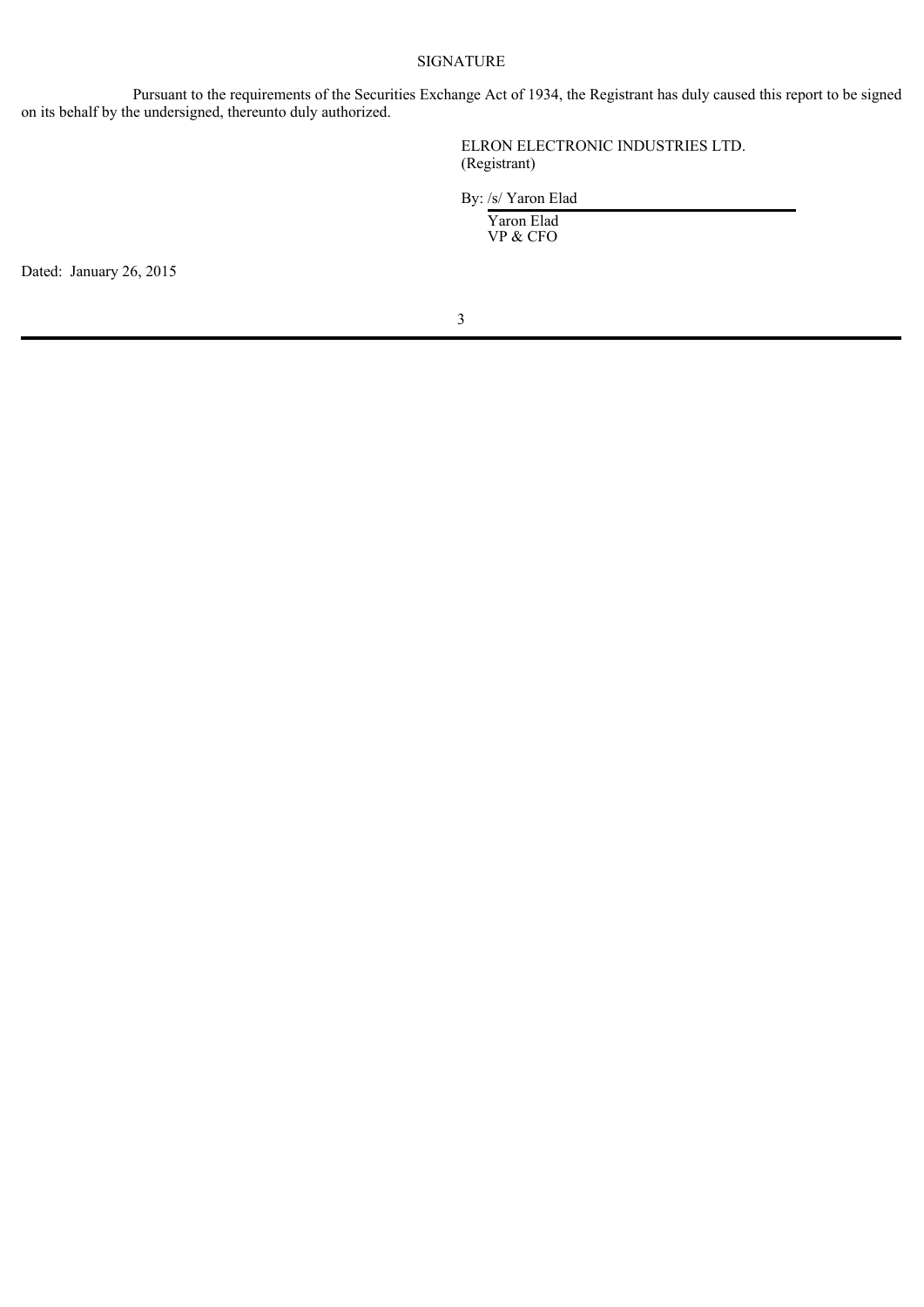## SIGNATURE

Pursuant to the requirements of the Securities Exchange Act of 1934, the Registrant has duly caused this report to be signed on its behalf by the undersigned, thereunto duly authorized.

ELRON ELECTRONIC INDUSTRIES LTD.
(Registrant)

By: /s/ Yaron Elad
Yaron Elad
VP & CFO

Dated: January 26, 2015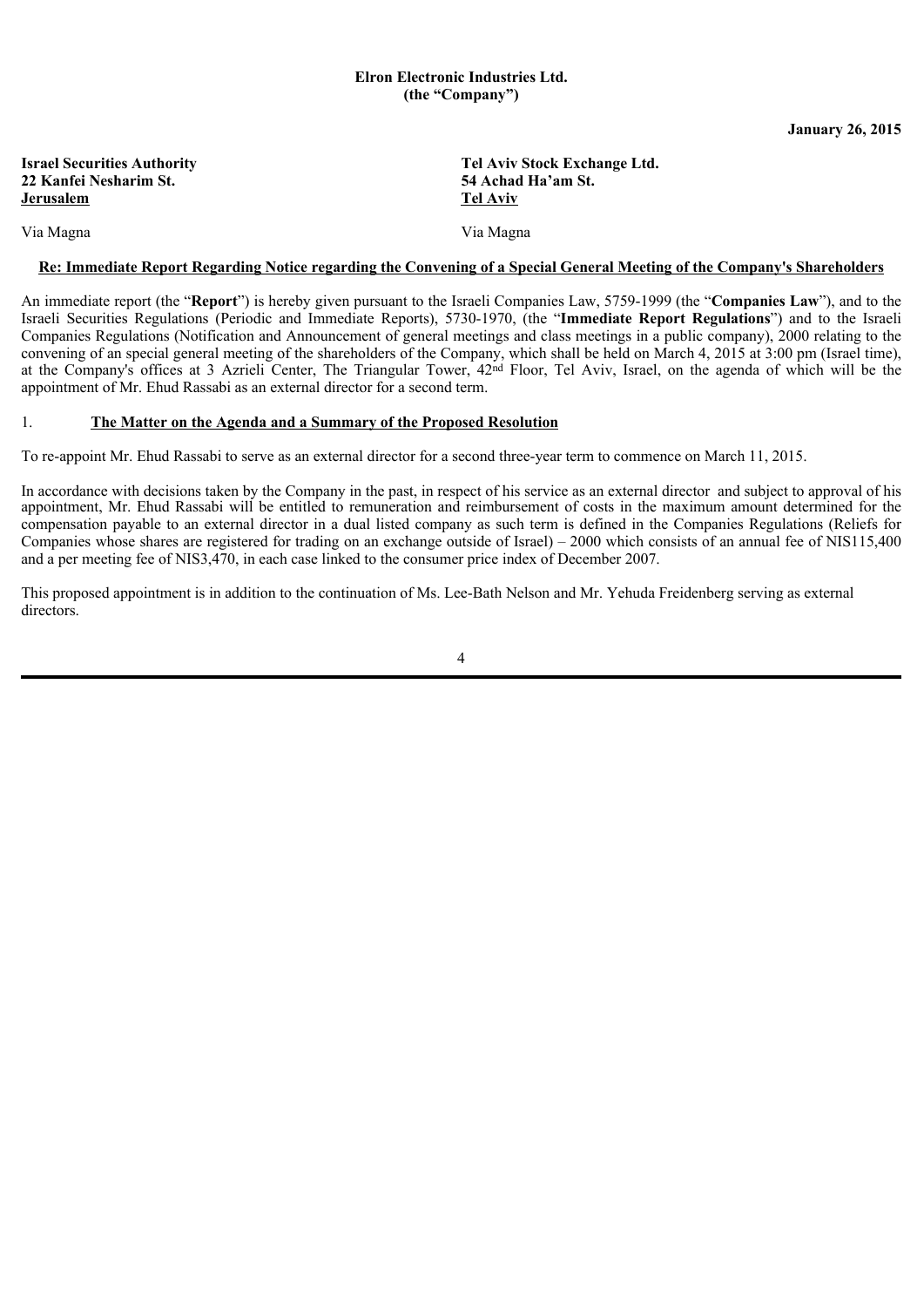**Elron Electronic Industries Ltd.**
**(the "Company")**

**January 26, 2015**

**Israel Securities Authority**
**22 Kanfei Nesharim St.**
**Jerusalem**

Via Magna

**Tel Aviv Stock Exchange Ltd.**
**54 Achad Ha'am St.**
**Tel Aviv**

Via Magna

**Re: Immediate Report Regarding Notice regarding the Convening of a Special General Meeting of the Company's Shareholders**

An immediate report (the "**Report**") is hereby given pursuant to the Israeli Companies Law, 5759-1999 (the "**Companies Law**"), and to the Israeli Securities Regulations (Periodic and Immediate Reports), 5730-1970, (the "**Immediate Report Regulations**") and to the Israeli Companies Regulations (Notification and Announcement of general meetings and class meetings in a public company), 2000 relating to the convening of an special general meeting of the shareholders of the Company, which shall be held on March 4, 2015 at 3:00 pm (Israel time), at the Company's offices at 3 Azrieli Center, The Triangular Tower, 42nd Floor, Tel Aviv, Israel, on the agenda of which will be the appointment of Mr. Ehud Rassabi as an external director for a second term.

1. **The Matter on the Agenda and a Summary of the Proposed Resolution**

To re-appoint Mr. Ehud Rassabi to serve as an external director for a second three-year term to commence on March 11, 2015.

In accordance with decisions taken by the Company in the past, in respect of his service as an external director and subject to approval of his appointment, Mr. Ehud Rassabi will be entitled to remuneration and reimbursement of costs in the maximum amount determined for the compensation payable to an external director in a dual listed company as such term is defined in the Companies Regulations (Reliefs for Companies whose shares are registered for trading on an exchange outside of Israel) – 2000 which consists of an annual fee of NIS115,400 and a per meeting fee of NIS3,470, in each case linked to the consumer price index of December 2007.

This proposed appointment is in addition to the continuation of Ms. Lee-Bath Nelson and Mr. Yehuda Freidenberg serving as external directors.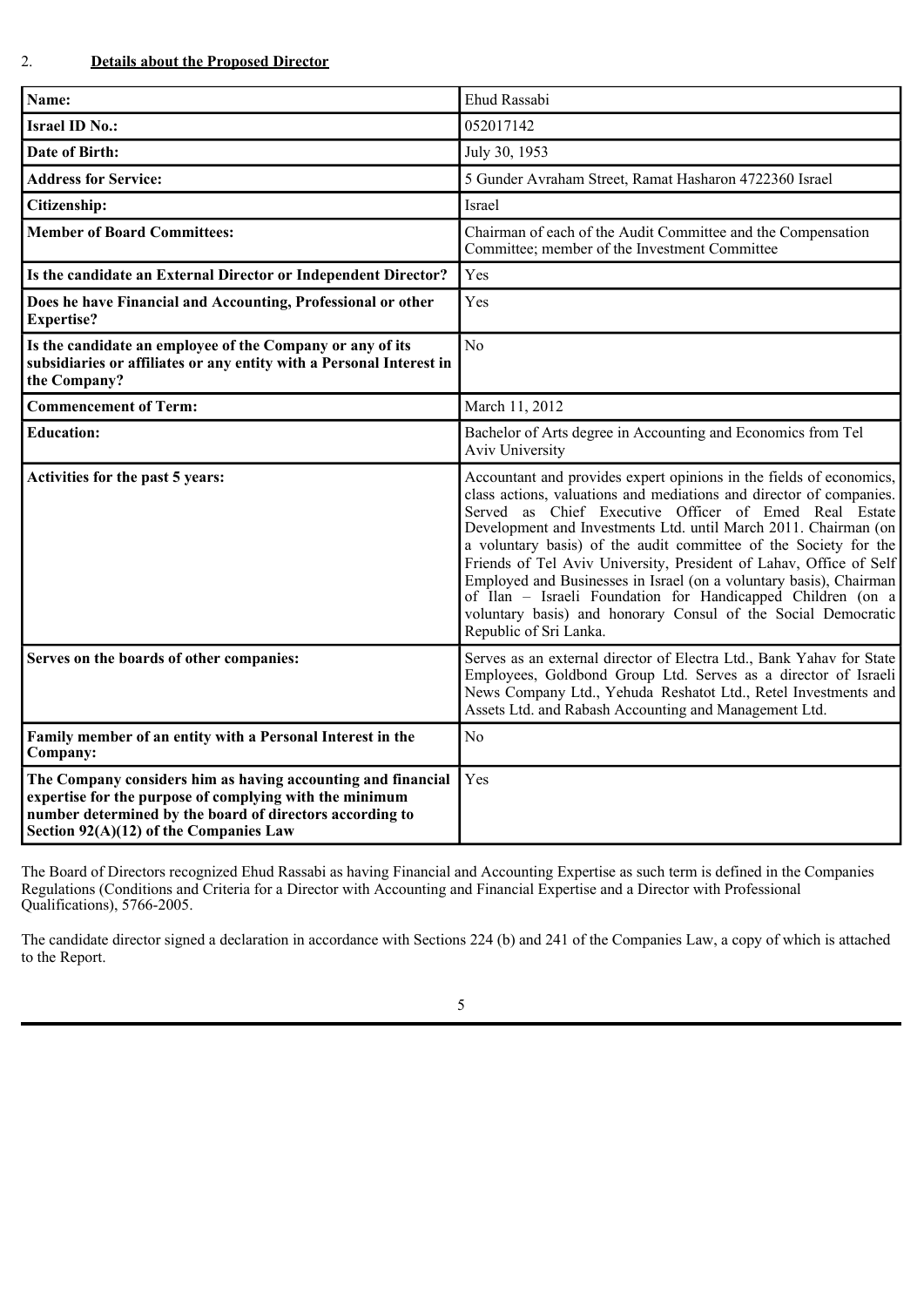2. **Details about the Proposed Director**

| **Name:** | Ehud Rassabi |
|---|---|
| **Israel ID No.:** | 052017142 |
| **Date of Birth:** | July 30, 1953 |
| **Address for Service:** | 5 Gunder Avraham Street, Ramat Hasharon 4722360 Israel |
| **Citizenship:** | Israel |
| **Member of Board Committees:** | Chairman of each of the Audit Committee and the Compensation Committee; member of the Investment Committee |
| **Is the candidate an External Director or Independent Director?** | Yes |
| **Does he have Financial and Accounting, Professional or other Expertise?** | Yes |
| **Is the candidate an employee of the Company or any of its subsidiaries or affiliates or any entity with a Personal Interest in the Company?** | No |
| **Commencement of Term:** | March 11, 2012 |
| **Education:** | Bachelor of Arts degree in Accounting and Economics from Tel Aviv University |
| **Activities for the past 5 years:** | Accountant and provides expert opinions in the fields of economics, class actions, valuations and mediations and director of companies. Served as Chief Executive Officer of Emed Real Estate Development and Investments Ltd. until March 2011. Chairman (on a voluntary basis) of the audit committee of the Society for the Friends of Tel Aviv University, President of Lahav, Office of Self Employed and Businesses in Israel (on a voluntary basis), Chairman of Ilan – Israeli Foundation for Handicapped Children (on a voluntary basis) and honorary Consul of the Social Democratic Republic of Sri Lanka. |
| **Serves on the boards of other companies:** | Serves as an external director of Electra Ltd., Bank Yahav for State Employees, Goldbond Group Ltd. Serves as a director of Israeli News Company Ltd., Yehuda Reshatot Ltd., Retel Investments and Assets Ltd. and Rabash Accounting and Management Ltd. |
| **Family member of an entity with a Personal Interest in the Company:** | No |
| **The Company considers him as having accounting and financial expertise for the purpose of complying with the minimum number determined by the board of directors according to Section 92(A)(12) of the Companies Law** | Yes |

The Board of Directors recognized Ehud Rassabi as having Financial and Accounting Expertise as such term is defined in the Companies Regulations (Conditions and Criteria for a Director with Accounting and Financial Expertise and a Director with Professional Qualifications), 5766-2005.

The candidate director signed a declaration in accordance with Sections 224 (b) and 241 of the Companies Law, a copy of which is attached to the Report.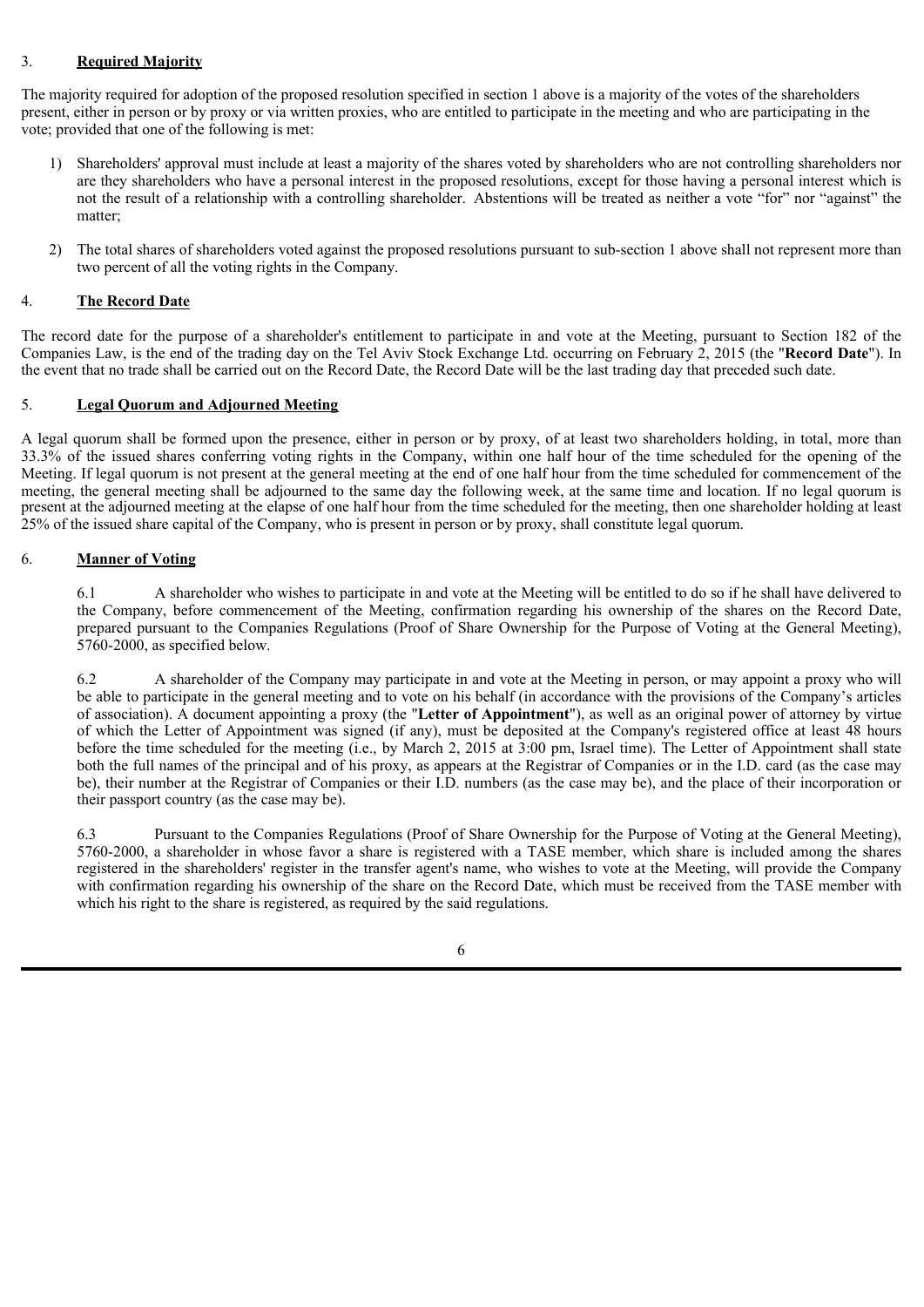3. **Required Majority**

The majority required for adoption of the proposed resolution specified in section 1 above is a majority of the votes of the shareholders present, either in person or by proxy or via written proxies, who are entitled to participate in the meeting and who are participating in the vote; provided that one of the following is met:

1) Shareholders' approval must include at least a majority of the shares voted by shareholders who are not controlling shareholders nor are they shareholders who have a personal interest in the proposed resolutions, except for those having a personal interest which is not the result of a relationship with a controlling shareholder. Abstentions will be treated as neither a vote "for" nor "against" the matter;

2) The total shares of shareholders voted against the proposed resolutions pursuant to sub-section 1 above shall not represent more than two percent of all the voting rights in the Company.

4. **The Record Date**

The record date for the purpose of a shareholder's entitlement to participate in and vote at the Meeting, pursuant to Section 182 of the Companies Law, is the end of the trading day on the Tel Aviv Stock Exchange Ltd. occurring on February 2, 2015 (the "**Record Date**"). In the event that no trade shall be carried out on the Record Date, the Record Date will be the last trading day that preceded such date.

5. **Legal Quorum and Adjourned Meeting**

A legal quorum shall be formed upon the presence, either in person or by proxy, of at least two shareholders holding, in total, more than 33.3% of the issued shares conferring voting rights in the Company, within one half hour of the time scheduled for the opening of the Meeting. If legal quorum is not present at the general meeting at the end of one half hour from the time scheduled for commencement of the meeting, the general meeting shall be adjourned to the same day the following week, at the same time and location. If no legal quorum is present at the adjourned meeting at the elapse of one half hour from the time scheduled for the meeting, then one shareholder holding at least 25% of the issued share capital of the Company, who is present in person or by proxy, shall constitute legal quorum.

6. **Manner of Voting**

6.1 A shareholder who wishes to participate in and vote at the Meeting will be entitled to do so if he shall have delivered to the Company, before commencement of the Meeting, confirmation regarding his ownership of the shares on the Record Date, prepared pursuant to the Companies Regulations (Proof of Share Ownership for the Purpose of Voting at the General Meeting), 5760-2000, as specified below.

6.2 A shareholder of the Company may participate in and vote at the Meeting in person, or may appoint a proxy who will be able to participate in the general meeting and to vote on his behalf (in accordance with the provisions of the Company's articles of association). A document appointing a proxy (the "**Letter of Appointment**"), as well as an original power of attorney by virtue of which the Letter of Appointment was signed (if any), must be deposited at the Company's registered office at least 48 hours before the time scheduled for the meeting (i.e., by March 2, 2015 at 3:00 pm, Israel time). The Letter of Appointment shall state both the full names of the principal and of his proxy, as appears at the Registrar of Companies or in the I.D. card (as the case may be), their number at the Registrar of Companies or their I.D. numbers (as the case may be), and the place of their incorporation or their passport country (as the case may be).

6.3 Pursuant to the Companies Regulations (Proof of Share Ownership for the Purpose of Voting at the General Meeting), 5760-2000, a shareholder in whose favor a share is registered with a TASE member, which share is included among the shares registered in the shareholders' register in the transfer agent's name, who wishes to vote at the Meeting, will provide the Company with confirmation regarding his ownership of the share on the Record Date, which must be received from the TASE member with which his right to the share is registered, as required by the said regulations.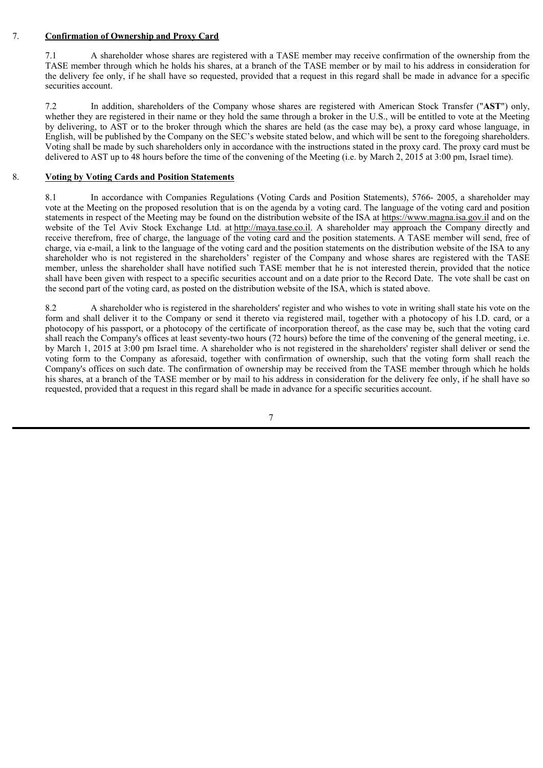## 7. **Confirmation of Ownership and Proxy Card**

7.1 A shareholder whose shares are registered with a TASE member may receive confirmation of the ownership from the TASE member through which he holds his shares, at a branch of the TASE member or by mail to his address in consideration for the delivery fee only, if he shall have so requested, provided that a request in this regard shall be made in advance for a specific securities account.

7.2 In addition, shareholders of the Company whose shares are registered with American Stock Transfer ("**AST**") only, whether they are registered in their name or they hold the same through a broker in the U.S., will be entitled to vote at the Meeting by delivering, to AST or to the broker through which the shares are held (as the case may be), a proxy card whose language, in English, will be published by the Company on the SEC's website stated below, and which will be sent to the foregoing shareholders. Voting shall be made by such shareholders only in accordance with the instructions stated in the proxy card. The proxy card must be delivered to AST up to 48 hours before the time of the convening of the Meeting (i.e. by March 2, 2015 at 3:00 pm, Israel time).

## 8. **Voting by Voting Cards and Position Statements**

8.1 In accordance with Companies Regulations (Voting Cards and Position Statements), 5766- 2005, a shareholder may vote at the Meeting on the proposed resolution that is on the agenda by a voting card. The language of the voting card and position statements in respect of the Meeting may be found on the distribution website of the ISA at https://www.magna.isa.gov.il and on the website of the Tel Aviv Stock Exchange Ltd. at http://maya.tase.co.il. A shareholder may approach the Company directly and receive therefrom, free of charge, the language of the voting card and the position statements. A TASE member will send, free of charge, via e-mail, a link to the language of the voting card and the position statements on the distribution website of the ISA to any shareholder who is not registered in the shareholders' register of the Company and whose shares are registered with the TASE member, unless the shareholder shall have notified such TASE member that he is not interested therein, provided that the notice shall have been given with respect to a specific securities account and on a date prior to the Record Date. The vote shall be cast on the second part of the voting card, as posted on the distribution website of the ISA, which is stated above.

8.2 A shareholder who is registered in the shareholders' register and who wishes to vote in writing shall state his vote on the form and shall deliver it to the Company or send it thereto via registered mail, together with a photocopy of his I.D. card, or a photocopy of his passport, or a photocopy of the certificate of incorporation thereof, as the case may be, such that the voting card shall reach the Company's offices at least seventy-two hours (72 hours) before the time of the convening of the general meeting, i.e. by March 1, 2015 at 3:00 pm Israel time. A shareholder who is not registered in the shareholders' register shall deliver or send the voting form to the Company as aforesaid, together with confirmation of ownership, such that the voting form shall reach the Company's offices on such date. The confirmation of ownership may be received from the TASE member through which he holds his shares, at a branch of the TASE member or by mail to his address in consideration for the delivery fee only, if he shall have so requested, provided that a request in this regard shall be made in advance for a specific securities account.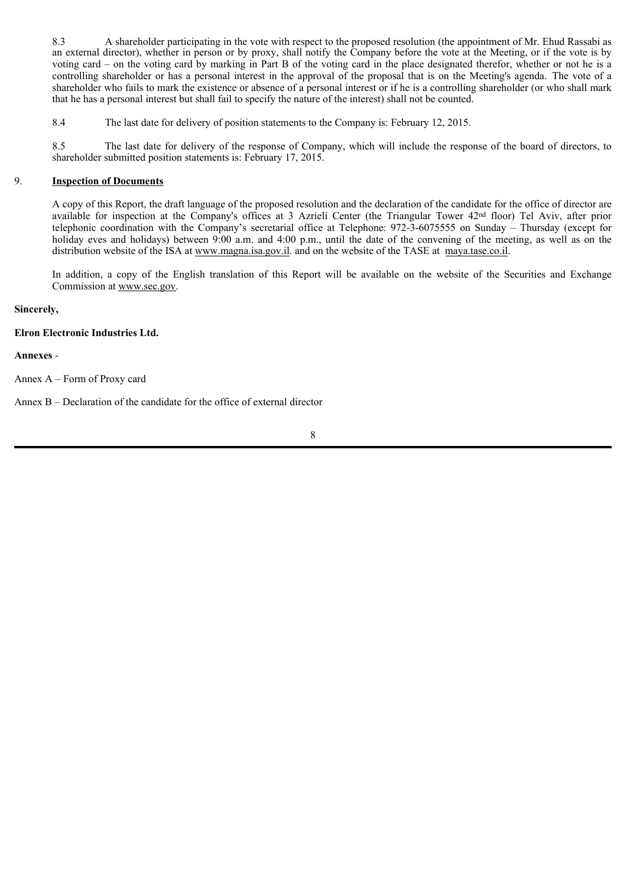8.3 A shareholder participating in the vote with respect to the proposed resolution (the appointment of Mr. Ehud Rassabi as an external director), whether in person or by proxy, shall notify the Company before the vote at the Meeting, or if the vote is by voting card – on the voting card by marking in Part B of the voting card in the place designated therefor, whether or not he is a controlling shareholder or has a personal interest in the approval of the proposal that is on the Meeting's agenda. The vote of a shareholder who fails to mark the existence or absence of a personal interest or if he is a controlling shareholder (or who shall mark that he has a personal interest but shall fail to specify the nature of the interest) shall not be counted.

8.4 The last date for delivery of position statements to the Company is: February 12, 2015.

8.5 The last date for delivery of the response of Company, which will include the response of the board of directors, to shareholder submitted position statements is: February 17, 2015.

## 9. **Inspection of Documents**

A copy of this Report, the draft language of the proposed resolution and the declaration of the candidate for the office of director are available for inspection at the Company's offices at 3 Azrieli Center (the Triangular Tower 42nd floor) Tel Aviv, after prior telephonic coordination with the Company's secretarial office at Telephone: 972-3-6075555 on Sunday – Thursday (except for holiday eves and holidays) between 9:00 a.m. and 4:00 p.m., until the date of the convening of the meeting, as well as on the distribution website of the ISA at www.magna.isa.gov.il. and on the website of the TASE at maya.tase.co.il.

In addition, a copy of the English translation of this Report will be available on the website of the Securities and Exchange Commission at www.sec.gov.

**Sincerely,**

**Elron Electronic Industries Ltd.**

**Annexes** -

Annex A – Form of Proxy card

Annex B – Declaration of the candidate for the office of external director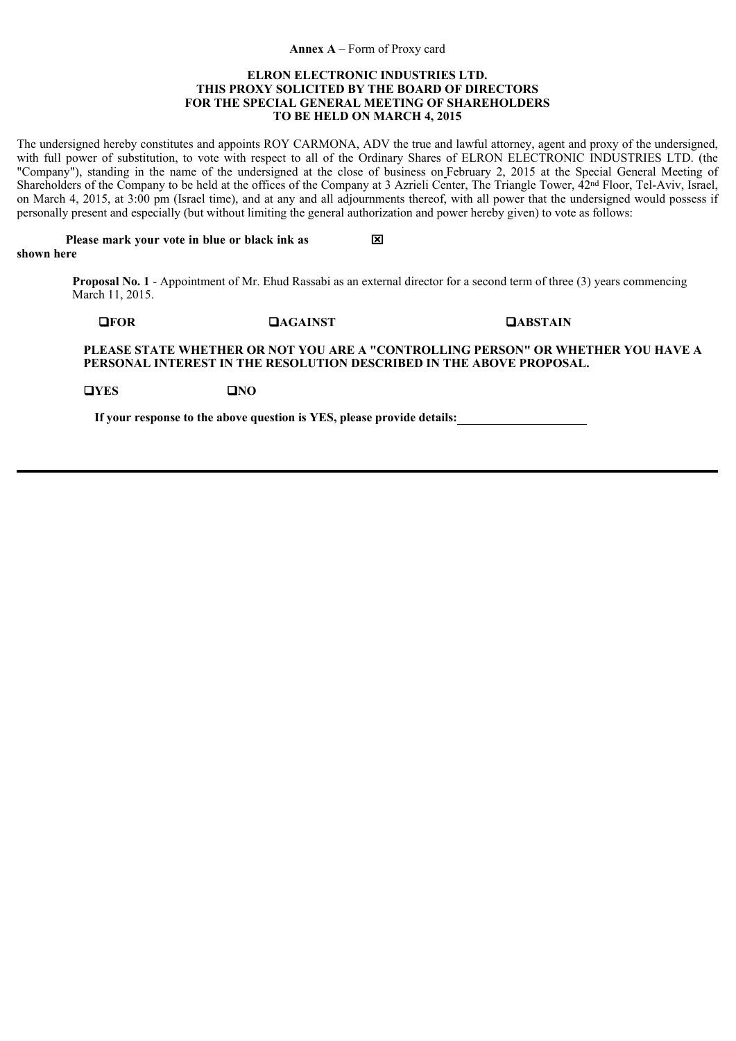**Annex A** – Form of Proxy card

**ELRON ELECTRONIC INDUSTRIES LTD.**
**THIS PROXY SOLICITED BY THE BOARD OF DIRECTORS**
**FOR THE SPECIAL GENERAL MEETING OF SHAREHOLDERS**
**TO BE HELD ON MARCH 4, 2015**

The undersigned hereby constitutes and appoints ROY CARMONA, ADV the true and lawful attorney, agent and proxy of the undersigned, with full power of substitution, to vote with respect to all of the Ordinary Shares of ELRON ELECTRONIC INDUSTRIES LTD. (the "Company"), standing in the name of the undersigned at the close of business on February 2, 2015 at the Special General Meeting of Shareholders of the Company to be held at the offices of the Company at 3 Azrieli Center, The Triangle Tower, 42nd Floor, Tel-Aviv, Israel, on March 4, 2015, at 3:00 pm (Israel time), and at any and all adjournments thereof, with all power that the undersigned would possess if personally present and especially (but without limiting the general authorization and power hereby given) to vote as follows:

**Please mark your vote in blue or black ink as shown here** ☒

**Proposal No. 1** - Appointment of Mr. Ehud Rassabi as an external director for a second term of three (3) years commencing March 11, 2015.

❑ **FOR** ❑ **AGAINST** ❑ **ABSTAIN**

**PLEASE STATE WHETHER OR NOT YOU ARE A "CONTROLLING PERSON" OR WHETHER YOU HAVE A PERSONAL INTEREST IN THE RESOLUTION DESCRIBED IN THE ABOVE PROPOSAL.**

❑ **YES** ❑ **NO**

**If your response to the above question is YES, please provide details:** \_\_\_\_\_\_\_\_\_\_\_\_\_\_\_\_\_\_\_\_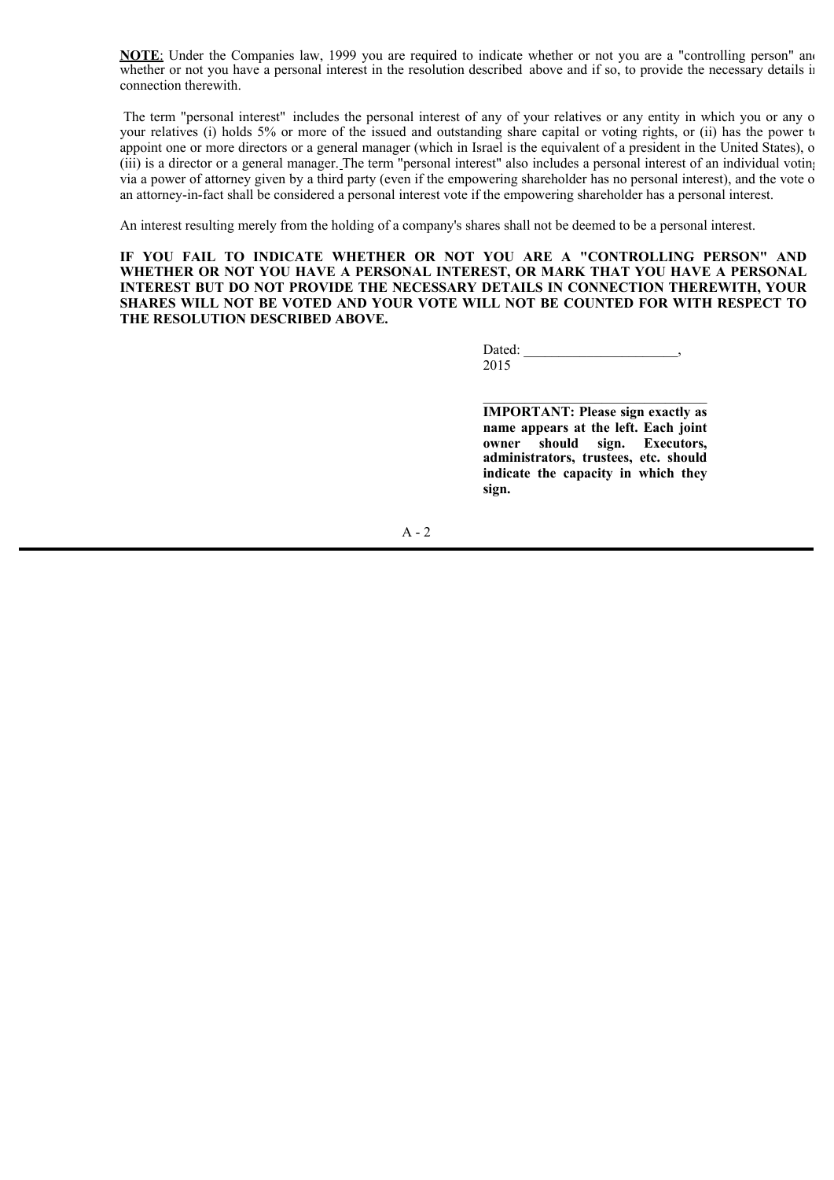**NOTE**: Under the Companies law, 1999 you are required to indicate whether or not you are a "controlling person" and whether or not you have a personal interest in the resolution described above and if so, to provide the necessary details in connection therewith.

The term "personal interest" includes the personal interest of any of your relatives or any entity in which you or any of your relatives (i) holds 5% or more of the issued and outstanding share capital or voting rights, or (ii) has the power to appoint one or more directors or a general manager (which in Israel is the equivalent of a president in the United States), or (iii) is a director or a general manager. The term "personal interest" also includes a personal interest of an individual voting via a power of attorney given by a third party (even if the empowering shareholder has no personal interest), and the vote of an attorney-in-fact shall be considered a personal interest vote if the empowering shareholder has a personal interest.

An interest resulting merely from the holding of a company's shares shall not be deemed to be a personal interest.

**IF YOU FAIL TO INDICATE WHETHER OR NOT YOU ARE A "CONTROLLING PERSON" AND WHETHER OR NOT YOU HAVE A PERSONAL INTEREST, OR MARK THAT YOU HAVE A PERSONAL INTEREST BUT DO NOT PROVIDE THE NECESSARY DETAILS IN CONNECTION THEREWITH, YOUR SHARES WILL NOT BE VOTED AND YOUR VOTE WILL NOT BE COUNTED FOR WITH RESPECT TO THE RESOLUTION DESCRIBED ABOVE.**

Dated: ______________________, 2015

________________________________

**IMPORTANT: Please sign exactly as name appears at the left. Each joint owner should sign. Executors, administrators, trustees, etc. should indicate the capacity in which they sign.**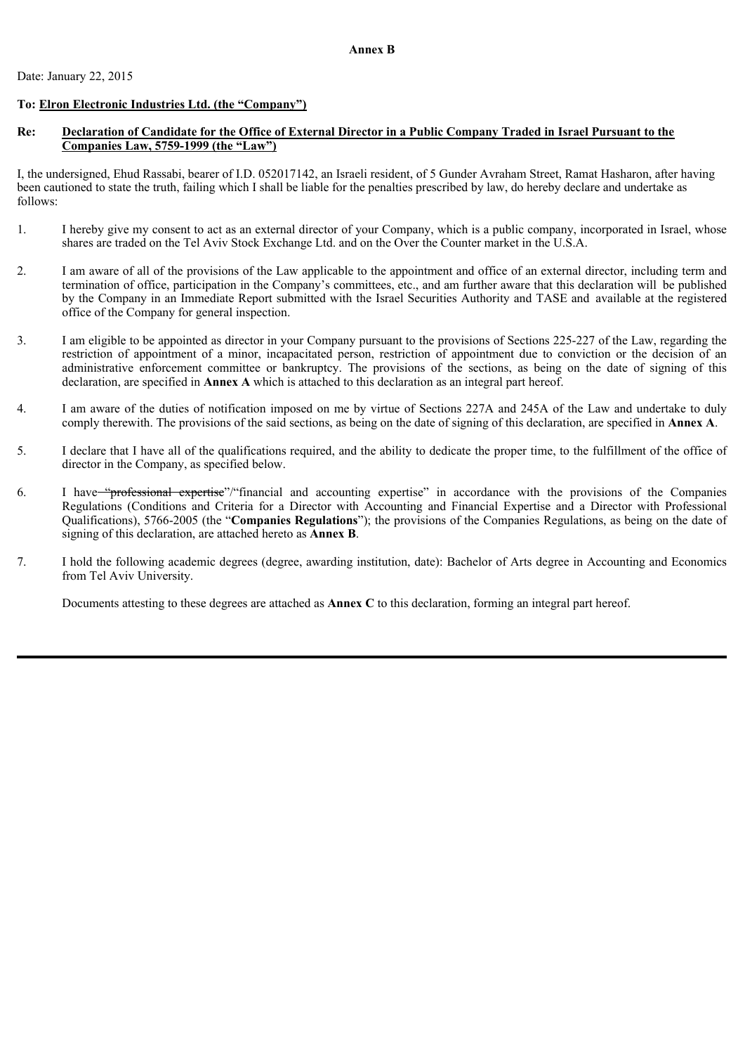**Annex B**

Date: January 22, 2015

**To: <u>Elron Electronic Industries Ltd. (the "Company")</u>**

**Re: <u>Declaration of Candidate for the Office of External Director in a Public Company Traded in Israel Pursuant to the Companies Law, 5759-1999 (the "Law")</u>**

I, the undersigned, Ehud Rassabi, bearer of I.D. 052017142, an Israeli resident, of 5 Gunder Avraham Street, Ramat Hasharon, after having been cautioned to state the truth, failing which I shall be liable for the penalties prescribed by law, do hereby declare and undertake as follows:

1. I hereby give my consent to act as an external director of your Company, which is a public company, incorporated in Israel, whose shares are traded on the Tel Aviv Stock Exchange Ltd. and on the Over the Counter market in the U.S.A.

2. I am aware of all of the provisions of the Law applicable to the appointment and office of an external director, including term and termination of office, participation in the Company's committees, etc., and am further aware that this declaration will be published by the Company in an Immediate Report submitted with the Israel Securities Authority and TASE and available at the registered office of the Company for general inspection.

3. I am eligible to be appointed as director in your Company pursuant to the provisions of Sections 225-227 of the Law, regarding the restriction of appointment of a minor, incapacitated person, restriction of appointment due to conviction or the decision of an administrative enforcement committee or bankruptcy. The provisions of the sections, as being on the date of signing of this declaration, are specified in **Annex A** which is attached to this declaration as an integral part hereof.

4. I am aware of the duties of notification imposed on me by virtue of Sections 227A and 245A of the Law and undertake to duly comply therewith. The provisions of the said sections, as being on the date of signing of this declaration, are specified in **Annex A**.

5. I declare that I have all of the qualifications required, and the ability to dedicate the proper time, to the fulfillment of the office of director in the Company, as specified below.

6. I have ~~"professional expertise"~~/"financial and accounting expertise" in accordance with the provisions of the Companies Regulations (Conditions and Criteria for a Director with Accounting and Financial Expertise and a Director with Professional Qualifications), 5766-2005 (the "**Companies Regulations**"); the provisions of the Companies Regulations, as being on the date of signing of this declaration, are attached hereto as **Annex B**.

7. I hold the following academic degrees (degree, awarding institution, date): Bachelor of Arts degree in Accounting and Economics from Tel Aviv University.

   Documents attesting to these degrees are attached as **Annex C** to this declaration, forming an integral part hereof.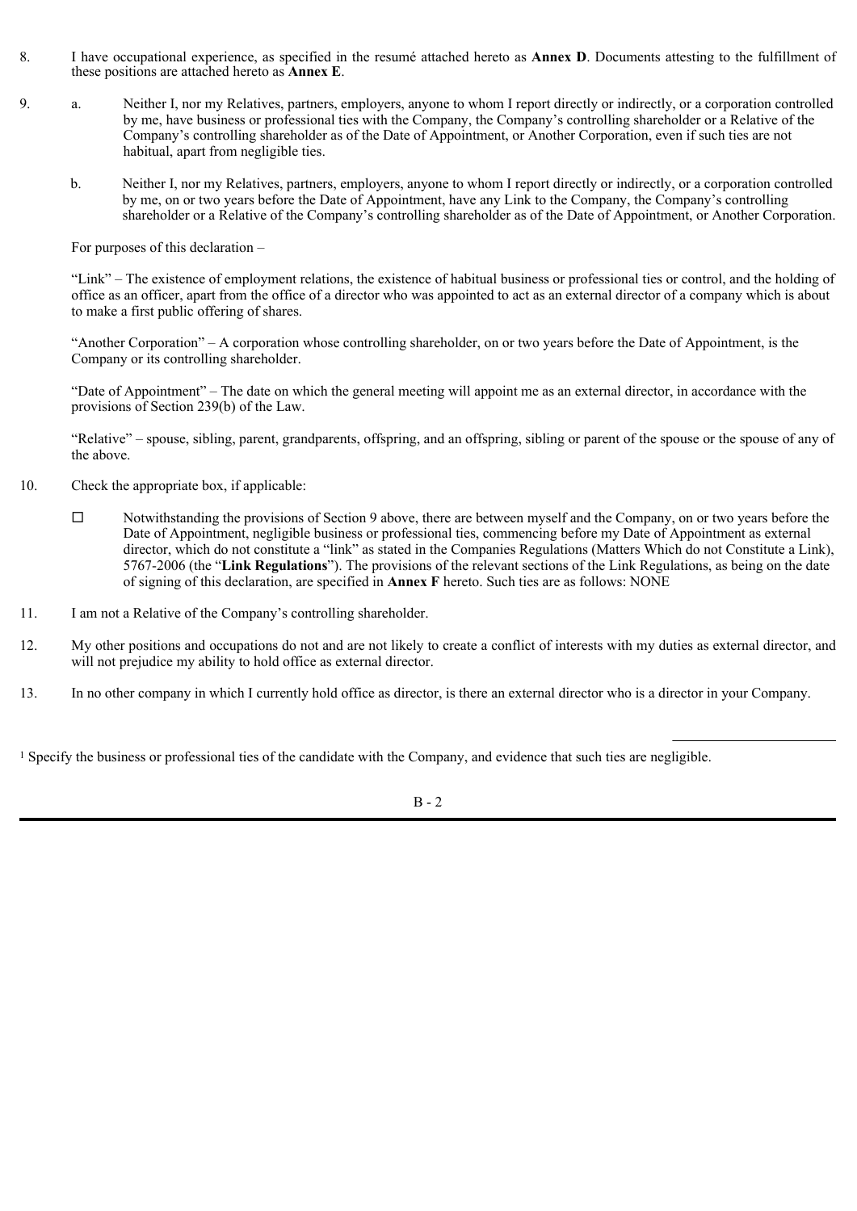8. I have occupational experience, as specified in the resumé attached hereto as **Annex D**. Documents attesting to the fulfillment of these positions are attached hereto as **Annex E**.

9. a. Neither I, nor my Relatives, partners, employers, anyone to whom I report directly or indirectly, or a corporation controlled by me, have business or professional ties with the Company, the Company's controlling shareholder or a Relative of the Company's controlling shareholder as of the Date of Appointment, or Another Corporation, even if such ties are not habitual, apart from negligible ties.

   b. Neither I, nor my Relatives, partners, employers, anyone to whom I report directly or indirectly, or a corporation controlled by me, on or two years before the Date of Appointment, have any Link to the Company, the Company's controlling shareholder or a Relative of the Company's controlling shareholder as of the Date of Appointment, or Another Corporation.

   For purposes of this declaration –

   "Link" – The existence of employment relations, the existence of habitual business or professional ties or control, and the holding of office as an officer, apart from the office of a director who was appointed to act as an external director of a company which is about to make a first public offering of shares.

   "Another Corporation" – A corporation whose controlling shareholder, on or two years before the Date of Appointment, is the Company or its controlling shareholder.

   "Date of Appointment" – The date on which the general meeting will appoint me as an external director, in accordance with the provisions of Section 239(b) of the Law.

   "Relative" – spouse, sibling, parent, grandparents, offspring, and an offspring, sibling or parent of the spouse or the spouse of any of the above.

10. Check the appropriate box, if applicable:

    ☐ Notwithstanding the provisions of Section 9 above, there are between myself and the Company, on or two years before the Date of Appointment, negligible business or professional ties, commencing before my Date of Appointment as external director, which do not constitute a "link" as stated in the Companies Regulations (Matters Which do not Constitute a Link), 5767-2006 (the "**Link Regulations**"). The provisions of the relevant sections of the Link Regulations, as being on the date of signing of this declaration, are specified in **Annex F** hereto. Such ties are as follows: NONE

11. I am not a Relative of the Company's controlling shareholder.

12. My other positions and occupations do not and are not likely to create a conflict of interests with my duties as external director, and will not prejudice my ability to hold office as external director.

13. In no other company in which I currently hold office as director, is there an external director who is a director in your Company.

---

[1] Specify the business or professional ties of the candidate with the Company, and evidence that such ties are negligible.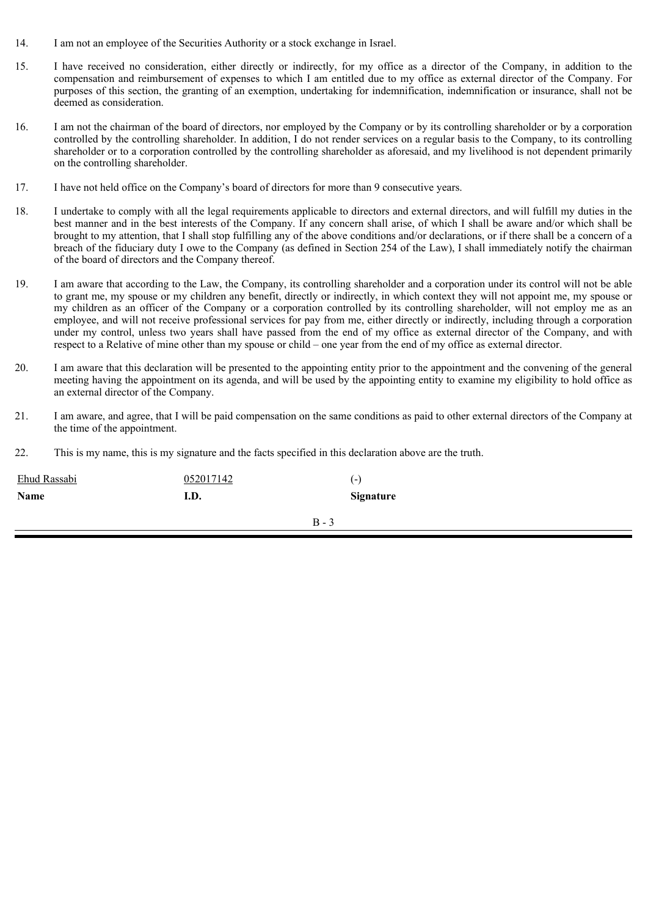14. I am not an employee of the Securities Authority or a stock exchange in Israel.

15. I have received no consideration, either directly or indirectly, for my office as a director of the Company, in addition to the compensation and reimbursement of expenses to which I am entitled due to my office as external director of the Company. For purposes of this section, the granting of an exemption, undertaking for indemnification, indemnification or insurance, shall not be deemed as consideration.

16. I am not the chairman of the board of directors, nor employed by the Company or by its controlling shareholder or by a corporation controlled by the controlling shareholder. In addition, I do not render services on a regular basis to the Company, to its controlling shareholder or to a corporation controlled by the controlling shareholder as aforesaid, and my livelihood is not dependent primarily on the controlling shareholder.

17. I have not held office on the Company's board of directors for more than 9 consecutive years.

18. I undertake to comply with all the legal requirements applicable to directors and external directors, and will fulfill my duties in the best manner and in the best interests of the Company. If any concern shall arise, of which I shall be aware and/or which shall be brought to my attention, that I shall stop fulfilling any of the above conditions and/or declarations, or if there shall be a concern of a breach of the fiduciary duty I owe to the Company (as defined in Section 254 of the Law), I shall immediately notify the chairman of the board of directors and the Company thereof.

19. I am aware that according to the Law, the Company, its controlling shareholder and a corporation under its control will not be able to grant me, my spouse or my children any benefit, directly or indirectly, in which context they will not appoint me, my spouse or my children as an officer of the Company or a corporation controlled by its controlling shareholder, will not employ me as an employee, and will not receive professional services for pay from me, either directly or indirectly, including through a corporation under my control, unless two years shall have passed from the end of my office as external director of the Company, and with respect to a Relative of mine other than my spouse or child – one year from the end of my office as external director.

20. I am aware that this declaration will be presented to the appointing entity prior to the appointment and the convening of the general meeting having the appointment on its agenda, and will be used by the appointing entity to examine my eligibility to hold office as an external director of the Company.

21. I am aware, and agree, that I will be paid compensation on the same conditions as paid to other external directors of the Company at the time of the appointment.

22. This is my name, this is my signature and the facts specified in this declaration above are the truth.

| | | |
|---|---|---|
| Ehud Rassabi | 052017142 | (-) |
| **Name** | **I.D.** | **Signature** |